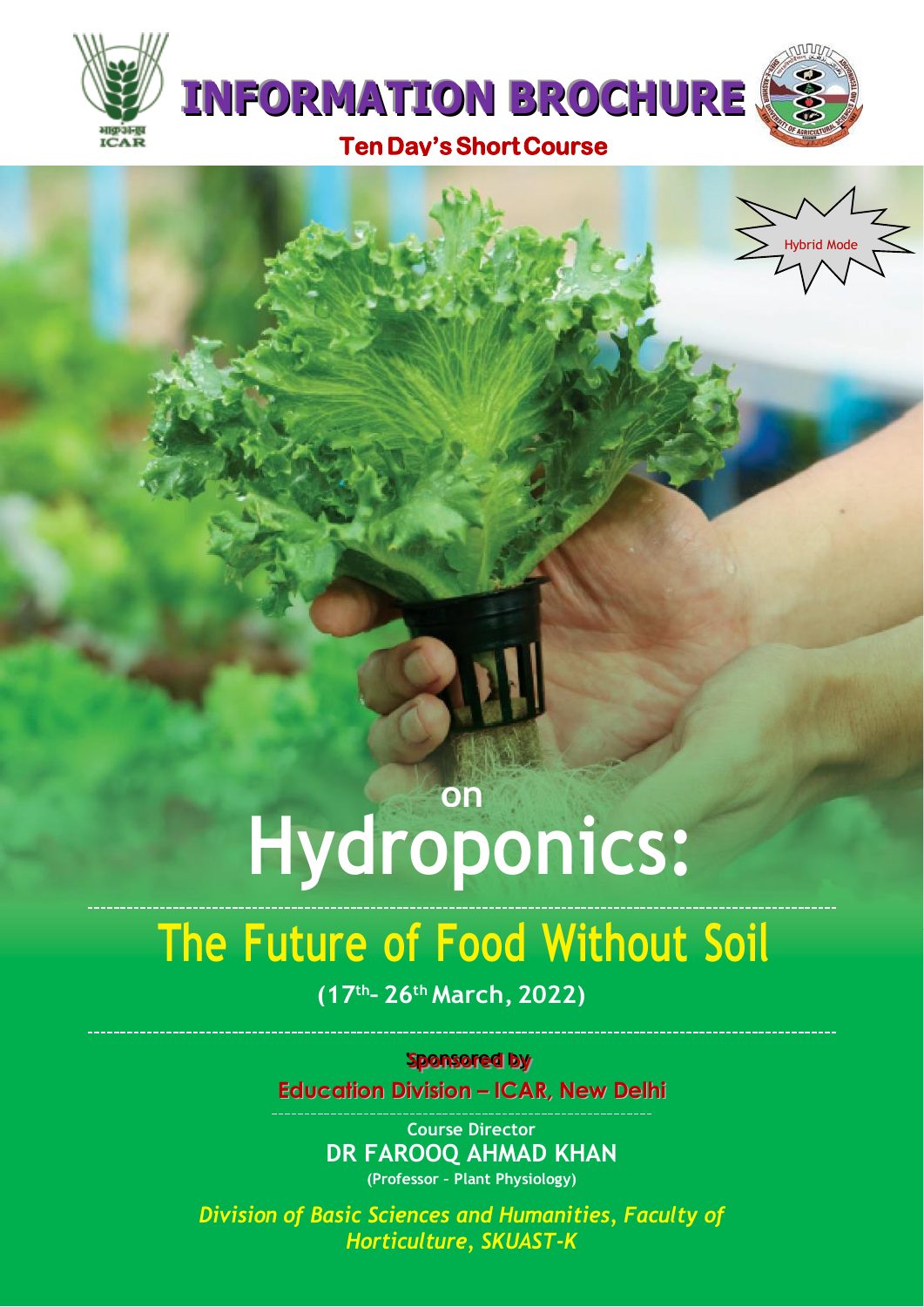# INFORMATION BROCHURE

**Ten Day's Short Course**

Hybrid Mode

on

# Hydroponics:

## The Future of Food Without Soil

**(17th– 26th March, 2022)**

**Sponsored by**

**Education Division – ICAR, New Delhi**

**Course Director**

**DR FAROOQ AHMAD KHAN**

**(Professor – Plant Physiology)**

***Division of Basic Sciences and Humanities, Faculty of Horticulture, SKUAST-K***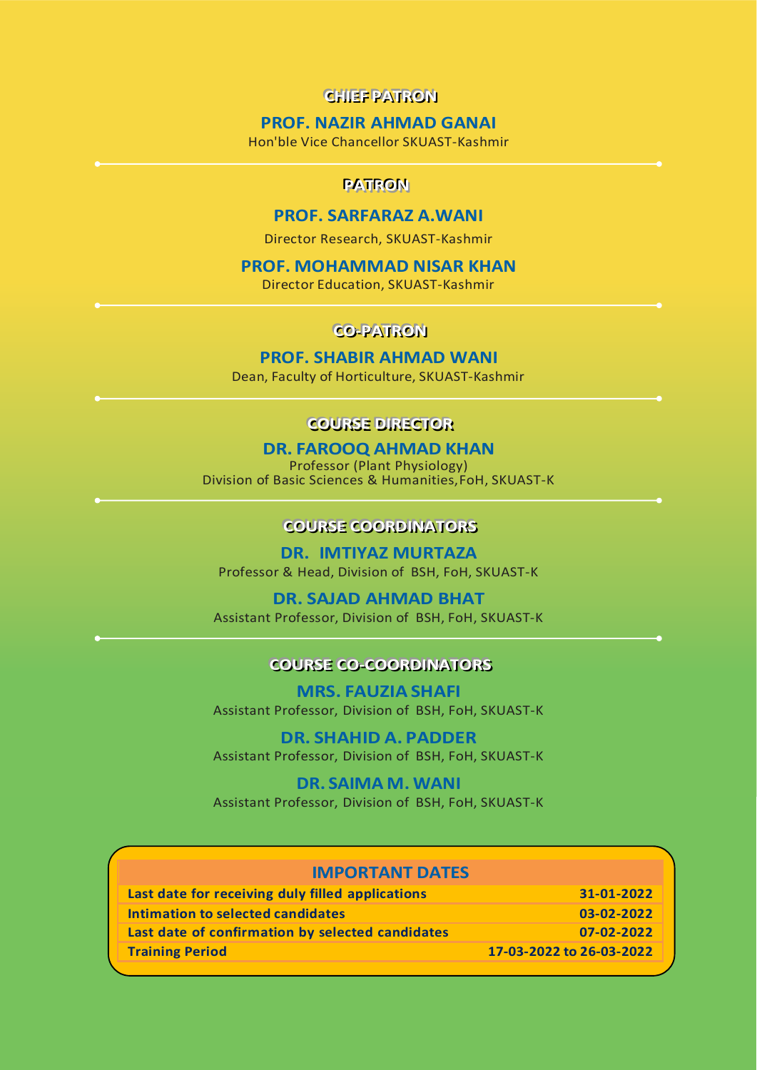## CHIEF PATRON

**PROF. NAZIR AHMAD GANAI**
Hon'ble Vice Chancellor SKUAST-Kashmir

## PATRON

**PROF. SARFARAZ A.WANI**
Director Research, SKUAST-Kashmir

**PROF. MOHAMMAD NISAR KHAN**
Director Education, SKUAST-Kashmir

## CO-PATRON

**PROF. SHABIR AHMAD WANI**
Dean, Faculty of Horticulture, SKUAST-Kashmir

## COURSE DIRECTOR

**DR. FAROOQ AHMAD KHAN**
Professor (Plant Physiology)
Division of Basic Sciences & Humanities, FoH, SKUAST-K

## COURSE COORDINATORS

**DR. IMTIYAZ MURTAZA**
Professor & Head, Division of BSH, FoH, SKUAST-K

**DR. SAJAD AHMAD BHAT**
Assistant Professor, Division of BSH, FoH, SKUAST-K

## COURSE CO-COORDINATORS

**MRS. FAUZIA SHAFI**
Assistant Professor, Division of BSH, FoH, SKUAST-K

**DR. SHAHID A. PADDER**
Assistant Professor, Division of BSH, FoH, SKUAST-K

**DR. SAIMA M. WANI**
Assistant Professor, Division of BSH, FoH, SKUAST-K

| IMPORTANT DATES | |
|---|---|
| **Last date for receiving duly filled applications** | **31-01-2022** |
| **Intimation to selected candidates** | **03-02-2022** |
| **Last date of confirmation by selected candidates** | **07-02-2022** |
| **Training Period** | **17-03-2022 to 26-03-2022** |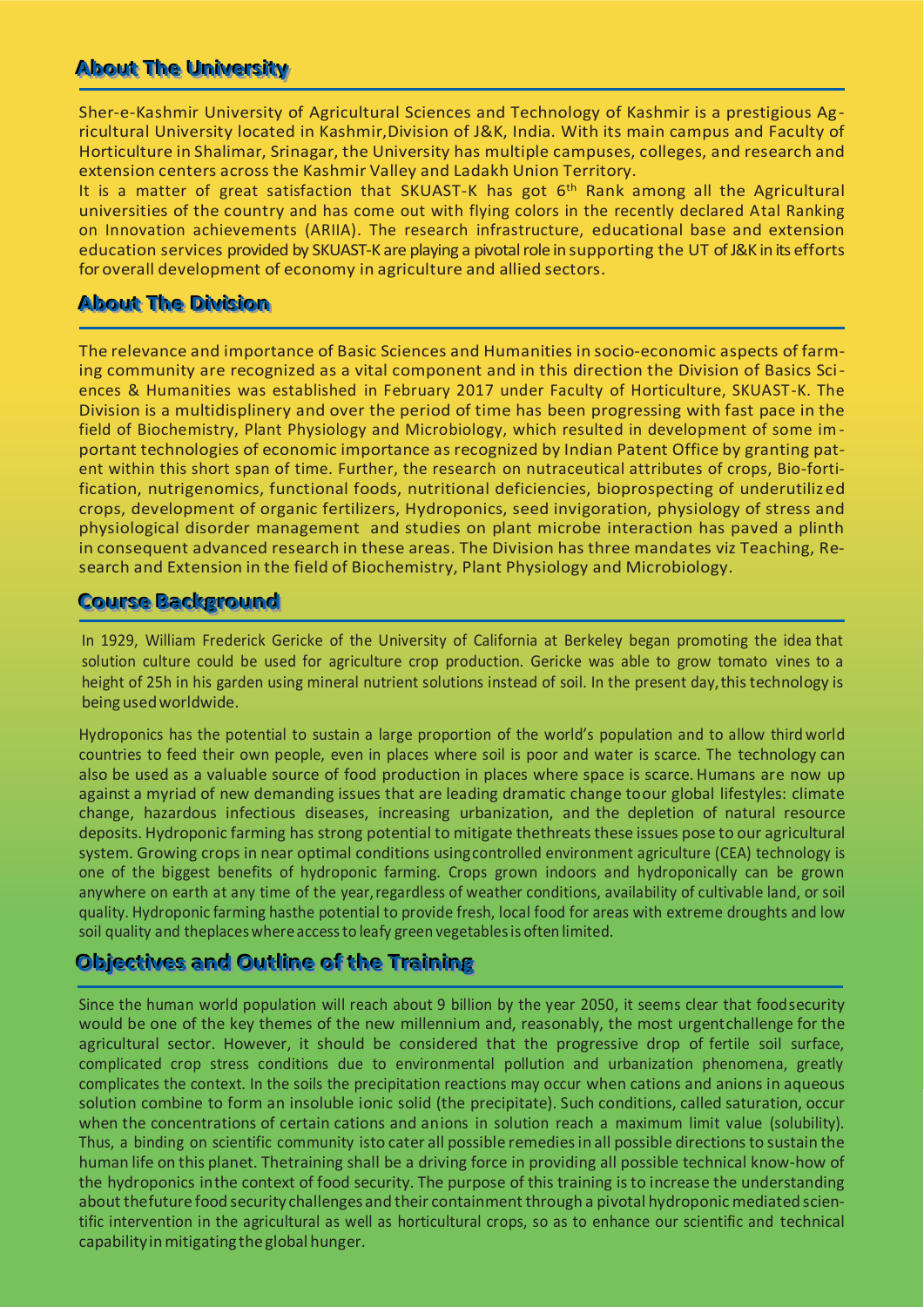## About The University

Sher-e-Kashmir University of Agricultural Sciences and Technology of Kashmir is a prestigious Agricultural University located in Kashmir,Division of J&K, India. With its main campus and Faculty of Horticulture in Shalimar, Srinagar, the University has multiple campuses, colleges, and research and extension centers across the Kashmir Valley and Ladakh Union Territory.

It is a matter of great satisfaction that SKUAST-K has got 6th Rank among all the Agricultural universities of the country and has come out with flying colors in the recently declared Atal Ranking on Innovation achievements (ARIIA). The research infrastructure, educational base and extension education services provided by SKUAST-K are playing a pivotal role in supporting the UT of J&K in its efforts for overall development of economy in agriculture and allied sectors.

## About The Division

The relevance and importance of Basic Sciences and Humanities in socio-economic aspects of farming community are recognized as a vital component and in this direction the Division of Basics Sciences & Humanities was established in February 2017 under Faculty of Horticulture, SKUAST-K. The Division is a multidisplinery and over the period of time has been progressing with fast pace in the field of Biochemistry, Plant Physiology and Microbiology, which resulted in development of some important technologies of economic importance as recognized by Indian Patent Office by granting patent within this short span of time. Further, the research on nutraceutical attributes of crops, Bio-fortification, nutrigenomics, functional foods, nutritional deficiencies, bioprospecting of underutilized crops, development of organic fertilizers, Hydroponics, seed invigoration, physiology of stress and physiological disorder management and studies on plant microbe interaction has paved a plinth in consequent advanced research in these areas. The Division has three mandates viz Teaching, Research and Extension in the field of Biochemistry, Plant Physiology and Microbiology.

## Course Background

In 1929, William Frederick Gericke of the University of California at Berkeley began promoting the idea that solution culture could be used for agriculture crop production. Gericke was able to grow tomato vines to a height of 25h in his garden using mineral nutrient solutions instead of soil. In the present day, this technology is being used worldwide.

Hydroponics has the potential to sustain a large proportion of the world's population and to allow third world countries to feed their own people, even in places where soil is poor and water is scarce. The technology can also be used as a valuable source of food production in places where space is scarce. Humans are now up against a myriad of new demanding issues that are leading dramatic change to our global lifestyles: climate change, hazardous infectious diseases, increasing urbanization, and the depletion of natural resource deposits. Hydroponic farming has strong potential to mitigate the threats these issues pose to our agricultural system. Growing crops in near optimal conditions using controlled environment agriculture (CEA) technology is one of the biggest benefits of hydroponic farming. Crops grown indoors and hydroponically can be grown anywhere on earth at any time of the year, regardless of weather conditions, availability of cultivable land, or soil quality. Hydroponic farming has the potential to provide fresh, local food for areas with extreme droughts and low soil quality and the places where access to leafy green vegetables is often limited.

## Objectives and Outline of the Training

Since the human world population will reach about 9 billion by the year 2050, it seems clear that food security would be one of the key themes of the new millennium and, reasonably, the most urgent challenge for the agricultural sector. However, it should be considered that the progressive drop of fertile soil surface, complicated crop stress conditions due to environmental pollution and urbanization phenomena, greatly complicates the context. In the soils the precipitation reactions may occur when cations and anions in aqueous solution combine to form an insoluble ionic solid (the precipitate). Such conditions, called saturation, occur when the concentrations of certain cations and anions in solution reach a maximum limit value (solubility). Thus, a binding on scientific community is to cater all possible remedies in all possible directions to sustain the human life on this planet. The training shall be a driving force in providing all possible technical know-how of the hydroponics in the context of food security. The purpose of this training is to increase the understanding about the future food security challenges and their containment through a pivotal hydroponic mediated scientific intervention in the agricultural as well as horticultural crops, so as to enhance our scientific and technical capability in mitigating the global hunger.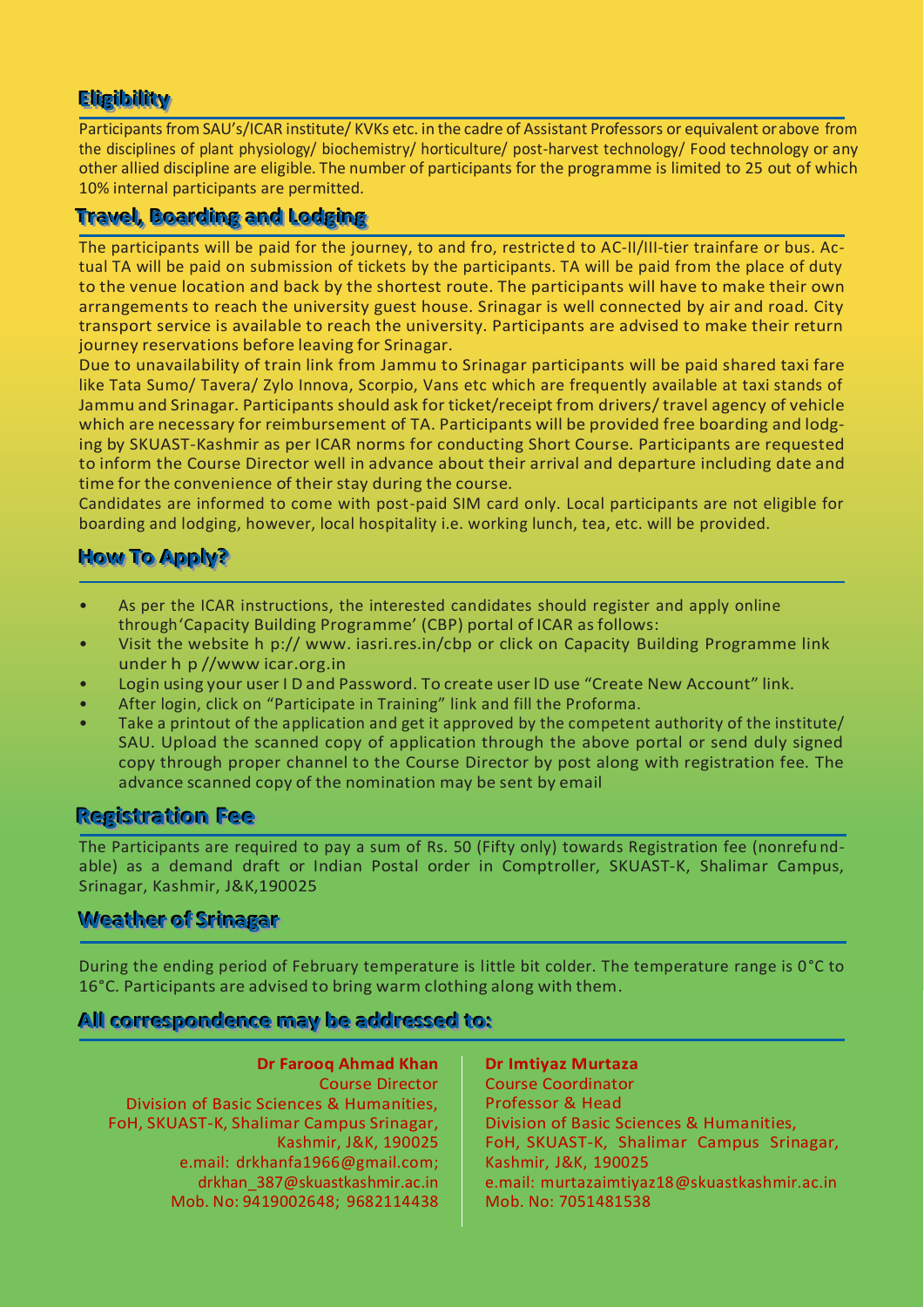## Eligibility

Participants from SAU's/ICAR institute/ KVKs etc. in the cadre of Assistant Professors or equivalent or above from the disciplines of plant physiology/ biochemistry/ horticulture/ post-harvest technology/ Food technology or any other allied discipline are eligible. The number of participants for the programme is limited to 25 out of which 10% internal participants are permitted.

## Travel, Boarding and Lodging

The participants will be paid for the journey, to and fro, restricted to AC-II/III-tier trainfare or bus. Actual TA will be paid on submission of tickets by the participants. TA will be paid from the place of duty to the venue location and back by the shortest route. The participants will have to make their own arrangements to reach the university guest house. Srinagar is well connected by air and road. City transport service is available to reach the university. Participants are advised to make their return journey reservations before leaving for Srinagar.

Due to unavailability of train link from Jammu to Srinagar participants will be paid shared taxi fare like Tata Sumo/ Tavera/ Zylo Innova, Scorpio, Vans etc which are frequently available at taxi stands of Jammu and Srinagar. Participants should ask for ticket/receipt from drivers/ travel agency of vehicle which are necessary for reimbursement of TA. Participants will be provided free boarding and lodging by SKUAST-Kashmir as per ICAR norms for conducting Short Course. Participants are requested to inform the Course Director well in advance about their arrival and departure including date and time for the convenience of their stay during the course.

Candidates are informed to come with post-paid SIM card only. Local participants are not eligible for boarding and lodging, however, local hospitality i.e. working lunch, tea, etc. will be provided.

## How To Apply?

- As per the ICAR instructions, the interested candidates should register and apply online through'Capacity Building Programme' (CBP) portal of ICAR as follows:
- Visit the website h p:// www. iasri.res.in/cbp or click on Capacity Building Programme link under h p //www icar.org.in
- Login using your user I D and Password. To create user ID use "Create New Account" link.
- After login, click on "Participate in Training" link and fill the Proforma.
- Take a printout of the application and get it approved by the competent authority of the institute/ SAU. Upload the scanned copy of application through the above portal or send duly signed copy through proper channel to the Course Director by post along with registration fee. The advance scanned copy of the nomination may be sent by email

## Registration Fee

The Participants are required to pay a sum of Rs. 50 (Fifty only) towards Registration fee (nonrefundable) as a demand draft or Indian Postal order in Comptroller, SKUAST-K, Shalimar Campus, Srinagar, Kashmir, J&K,190025

## Weather of Srinagar

During the ending period of February temperature is little bit colder. The temperature range is 0°C to 16°C. Participants are advised to bring warm clothing along with them.

## All correspondence may be addressed to:

**Dr Farooq Ahmad Khan**
Course Director
Division of Basic Sciences & Humanities,
FoH, SKUAST-K, Shalimar Campus Srinagar,
Kashmir, J&K, 190025
e.mail: drkhanfa1966@gmail.com;
drkhan_387@skuastkashmir.ac.in
Mob. No: 9419002648; 9682114438

**Dr Imtiyaz Murtaza**
Course Coordinator
Professor & Head
Division of Basic Sciences & Humanities,
FoH, SKUAST-K, Shalimar Campus Srinagar,
Kashmir, J&K, 190025
e.mail: murtazaimtiyaz18@skuastkashmir.ac.in
Mob. No: 7051481538